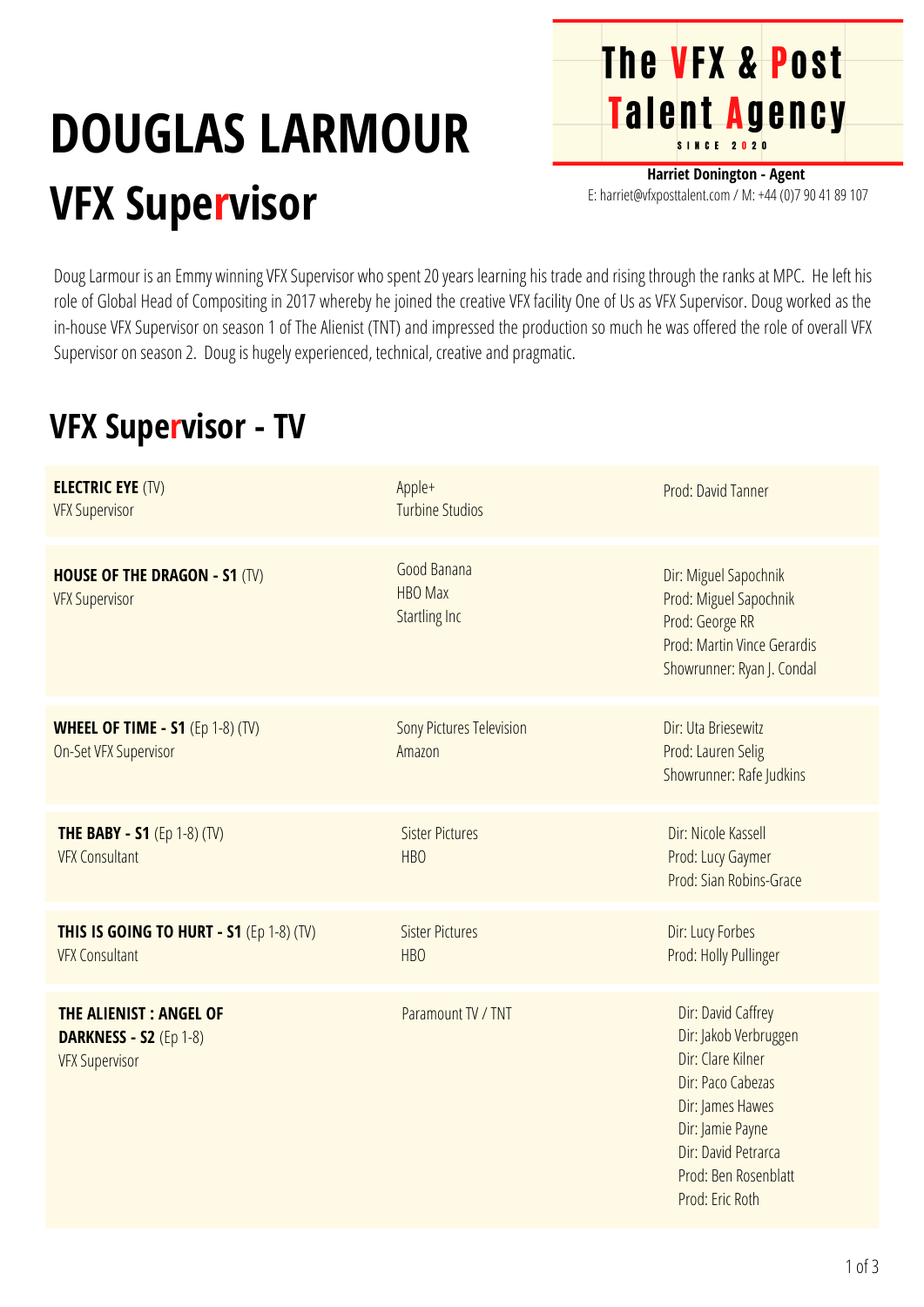# DOUGLAS LARMOUR

## VFX Supervisor

**The VFX & Post Talent Agency**
SINCE 2020

**Harriet Donington - Agent**
E: harriet@vfxposttalent.com / M: +44 (0)7 90 41 89 107

Doug Larmour is an Emmy winning VFX Supervisor who spent 20 years learning his trade and rising through the ranks at MPC. He left his role of Global Head of Compositing in 2017 whereby he joined the creative VFX facility One of Us as VFX Supervisor. Doug worked as the in-house VFX Supervisor on season 1 of The Alienist (TNT) and impressed the production so much he was offered the role of overall VFX Supervisor on season 2. Doug is hugely experienced, technical, creative and pragmatic.

## VFX Supervisor - TV

| Production | Company | Credits |
|---|---|---|
| **ELECTRIC EYE** (TV)<br>VFX Supervisor | Apple+<br>Turbine Studios | Prod: David Tanner |
| **HOUSE OF THE DRAGON - S1** (TV)<br>VFX Supervisor | Good Banana<br>HBO Max<br>Startling Inc | Dir: Miguel Sapochnik<br>Prod: Miguel Sapochnik<br>Prod: George RR<br>Prod: Martin Vince Gerardis<br>Showrunner: Ryan J. Condal |
| **WHEEL OF TIME - S1** (Ep 1-8) (TV)<br>On-Set VFX Supervisor | Sony Pictures Television<br>Amazon | Dir: Uta Briesewitz<br>Prod: Lauren Selig<br>Showrunner: Rafe Judkins |
| **THE BABY - S1** (Ep 1-8) (TV)<br>VFX Consultant | Sister Pictures<br>HBO | Dir: Nicole Kassell<br>Prod: Lucy Gaymer<br>Prod: Sian Robins-Grace |
| **THIS IS GOING TO HURT - S1** (Ep 1-8) (TV)<br>VFX Consultant | Sister Pictures<br>HBO | Dir: Lucy Forbes<br>Prod: Holly Pullinger |
| **THE ALIENIST : ANGEL OF DARKNESS - S2** (Ep 1-8)<br>VFX Supervisor | Paramount TV / TNT | Dir: David Caffrey<br>Dir: Jakob Verbruggen<br>Dir: Clare Kilner<br>Dir: Paco Cabezas<br>Dir: James Hawes<br>Dir: Jamie Payne<br>Dir: David Petrarca<br>Prod: Ben Rosenblatt<br>Prod: Eric Roth |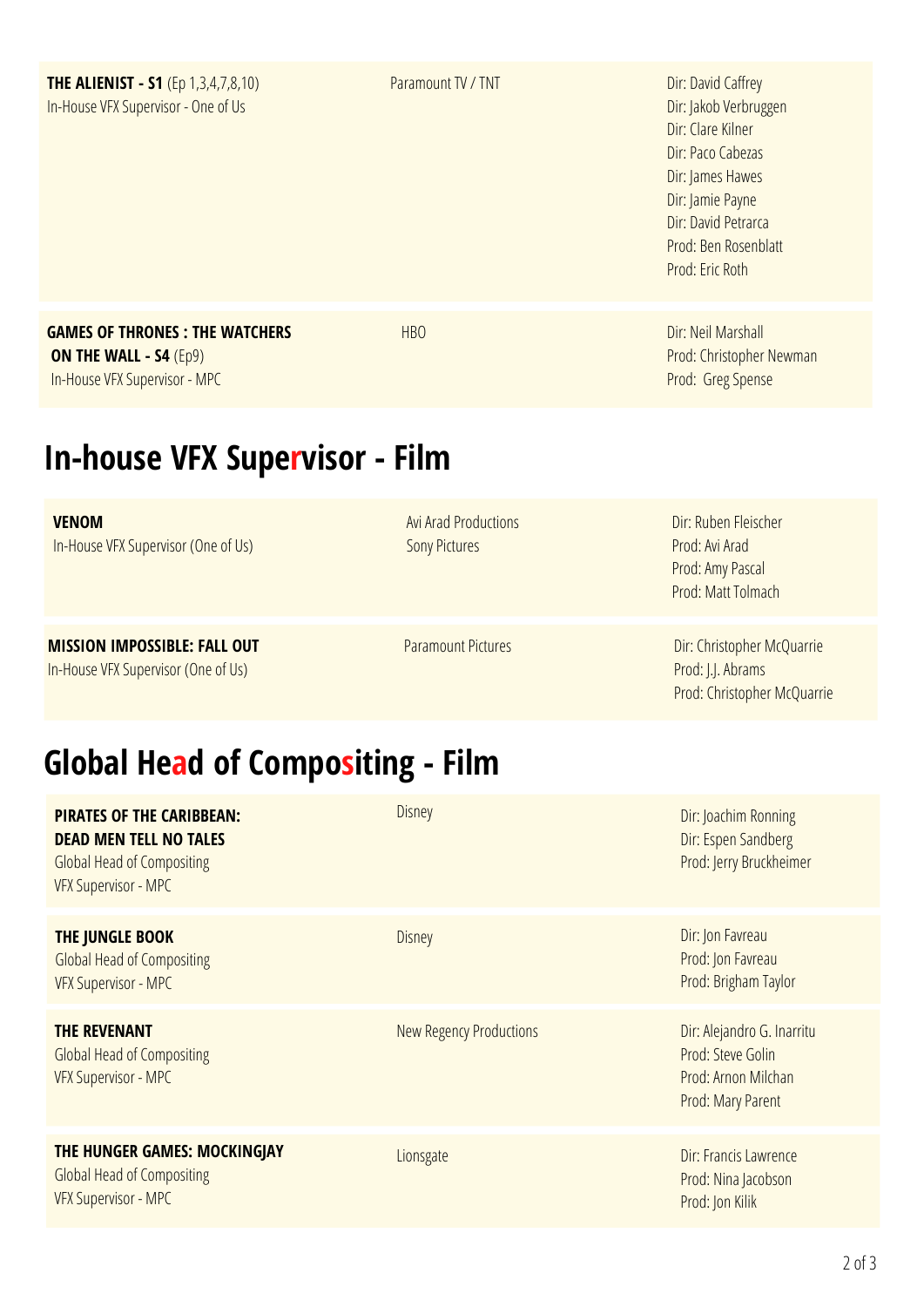| | | |
|---|---|---|
| **THE ALIENIST - S1** (Ep 1,3,4,7,8,10)<br>In-House VFX Supervisor - One of Us | Paramount TV / TNT | Dir: David Caffrey<br>Dir: Jakob Verbruggen<br>Dir: Clare Kilner<br>Dir: Paco Cabezas<br>Dir: James Hawes<br>Dir: Jamie Payne<br>Dir: David Petrarca<br>Prod: Ben Rosenblatt<br>Prod: Eric Roth |
| **GAMES OF THRONES : THE WATCHERS ON THE WALL - S4** (Ep9)<br>In-House VFX Supervisor - MPC | HBO | Dir: Neil Marshall<br>Prod: Christopher Newman<br>Prod: Greg Spense |

## In-house VFX Supervisor - Film

| | | |
|---|---|---|
| **VENOM**<br>In-House VFX Supervisor (One of Us) | Avi Arad Productions<br>Sony Pictures | Dir: Ruben Fleischer<br>Prod: Avi Arad<br>Prod: Amy Pascal<br>Prod: Matt Tolmach |
| **MISSION IMPOSSIBLE: FALL OUT**<br>In-House VFX Supervisor (One of Us) | Paramount Pictures | Dir: Christopher McQuarrie<br>Prod: J.J. Abrams<br>Prod: Christopher McQuarrie |

## Global Head of Compositing - Film

| | | |
|---|---|---|
| **PIRATES OF THE CARIBBEAN: DEAD MEN TELL NO TALES**<br>Global Head of Compositing<br>VFX Supervisor - MPC | Disney | Dir: Joachim Ronning<br>Dir: Espen Sandberg<br>Prod: Jerry Bruckheimer |
| **THE JUNGLE BOOK**<br>Global Head of Compositing<br>VFX Supervisor - MPC | Disney | Dir: Jon Favreau<br>Prod: Jon Favreau<br>Prod: Brigham Taylor |
| **THE REVENANT**<br>Global Head of Compositing<br>VFX Supervisor - MPC | New Regency Productions | Dir: Alejandro G. Inarritu<br>Prod: Steve Golin<br>Prod: Arnon Milchan<br>Prod: Mary Parent |
| **THE HUNGER GAMES: MOCKINGJAY**<br>Global Head of Compositing<br>VFX Supervisor - MPC | Lionsgate | Dir: Francis Lawrence<br>Prod: Nina Jacobson<br>Prod: Jon Kilik |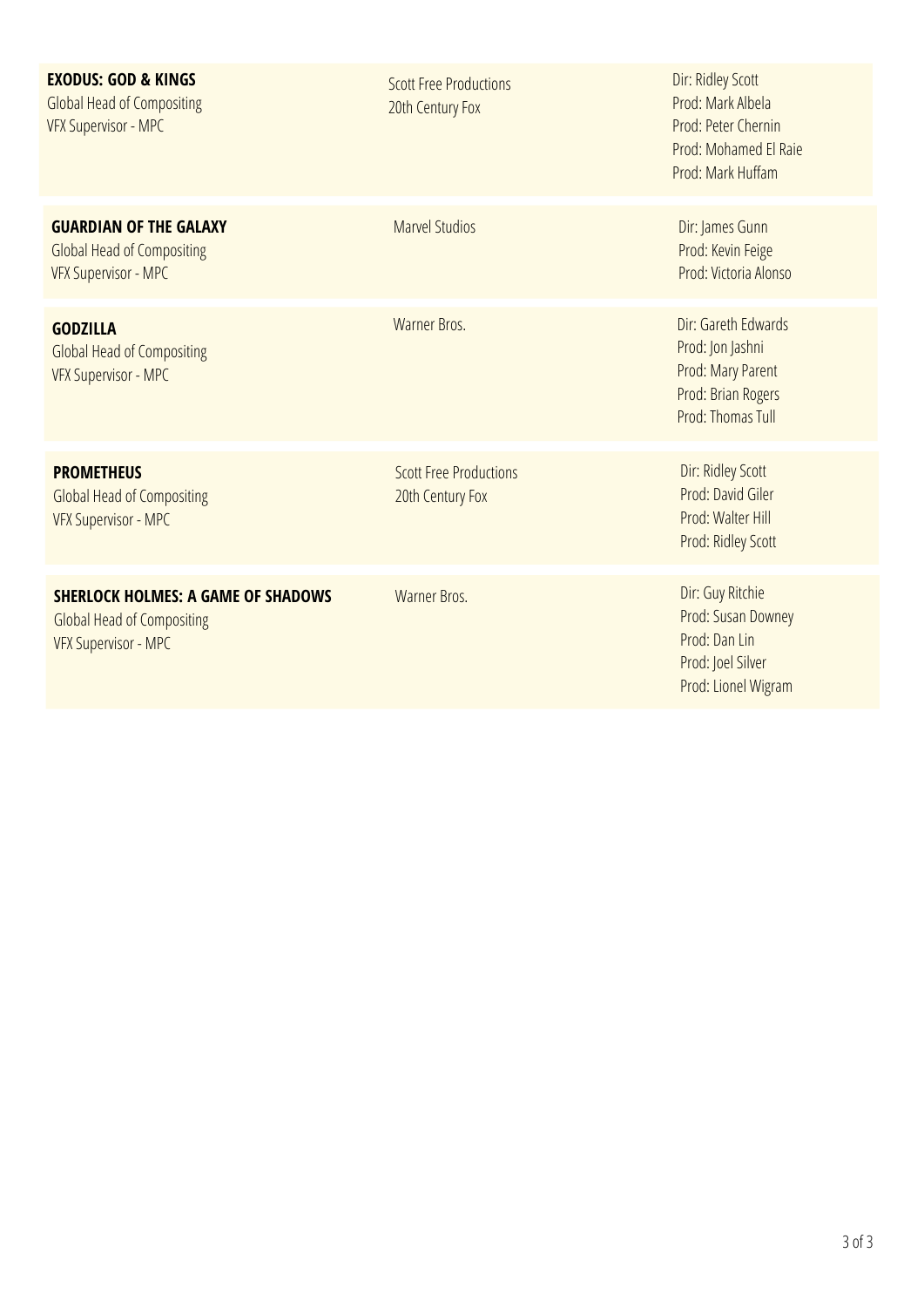| | | |
|---|---|---|
| **EXODUS: GOD & KINGS**<br>Global Head of Compositing<br>VFX Supervisor - MPC | Scott Free Productions<br>20th Century Fox | Dir: Ridley Scott<br>Prod: Mark Albela<br>Prod: Peter Chernin<br>Prod: Mohamed El Raie<br>Prod: Mark Huffam |
| **GUARDIAN OF THE GALAXY**<br>Global Head of Compositing<br>VFX Supervisor - MPC | Marvel Studios | Dir: James Gunn<br>Prod: Kevin Feige<br>Prod: Victoria Alonso |
| **GODZILLA**<br>Global Head of Compositing<br>VFX Supervisor - MPC | Warner Bros. | Dir: Gareth Edwards<br>Prod: Jon Jashni<br>Prod: Mary Parent<br>Prod: Brian Rogers<br>Prod: Thomas Tull |
| **PROMETHEUS**<br>Global Head of Compositing<br>VFX Supervisor - MPC | Scott Free Productions<br>20th Century Fox | Dir: Ridley Scott<br>Prod: David Giler<br>Prod: Walter Hill<br>Prod: Ridley Scott |
| **SHERLOCK HOLMES: A GAME OF SHADOWS**<br>Global Head of Compositing<br>VFX Supervisor - MPC | Warner Bros. | Dir: Guy Ritchie<br>Prod: Susan Downey<br>Prod: Dan Lin<br>Prod: Joel Silver<br>Prod: Lionel Wigram |